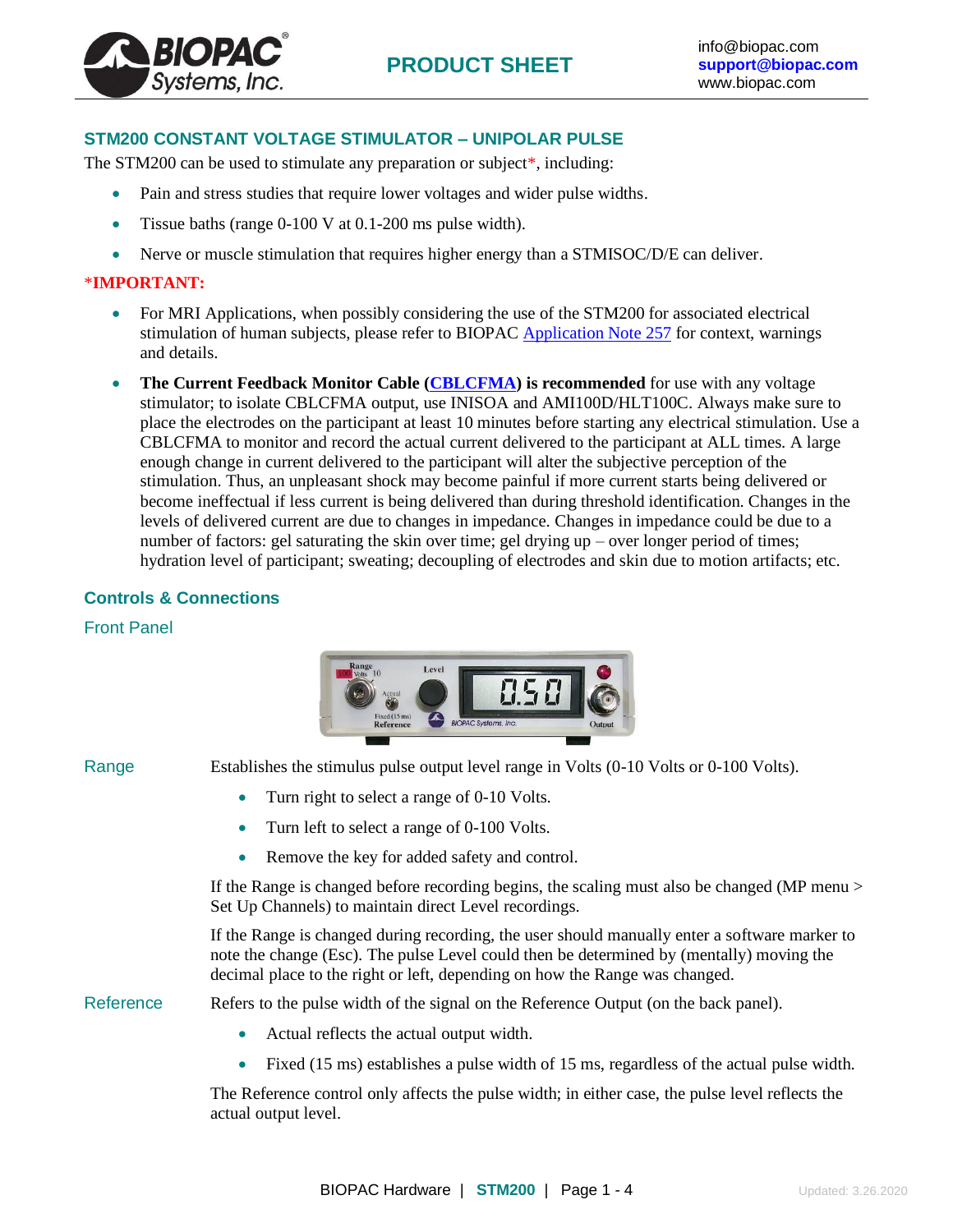# STM200 CONSTANT VOLTAGE STIMULATOR – UNIPOLAR PULSE

The STM200 can be used to stimulate any preparation or subject*, including:

- Pain and stress studies that require lower voltages and wider pulse widths.
- Tissue baths (range 0-100 V at 0.1-200 ms pulse width).
- Nerve or muscle stimulation that requires higher energy than a STMISOC/D/E can deliver.

***IMPORTANT:**

- For MRI Applications, when possibly considering the use of the STM200 for associated electrical stimulation of human subjects, please refer to BIOPAC Application Note 257 for context, warnings and details.
- **The Current Feedback Monitor Cable (CBLCFMA) is recommended** for use with any voltage stimulator; to isolate CBLCFMA output, use INISOA and AMI100D/HLT100C. Always make sure to place the electrodes on the participant at least 10 minutes before starting any electrical stimulation. Use a CBLCFMA to monitor and record the actual current delivered to the participant at ALL times. A large enough change in current delivered to the participant will alter the subjective perception of the stimulation. Thus, an unpleasant shock may become painful if more current starts being delivered or become ineffectual if less current is being delivered than during threshold identification. Changes in the levels of delivered current are due to changes in impedance. Changes in impedance could be due to a number of factors: gel saturating the skin over time; gel drying up – over longer period of times; hydration level of participant; sweating; decoupling of electrodes and skin due to motion artifacts; etc.

## Controls & Connections

### Front Panel

**Range**

Establishes the stimulus pulse output level range in Volts (0-10 Volts or 0-100 Volts).

- Turn right to select a range of 0-10 Volts.
- Turn left to select a range of 0-100 Volts.
- Remove the key for added safety and control.

If the Range is changed before recording begins, the scaling must also be changed (MP menu > Set Up Channels) to maintain direct Level recordings.

If the Range is changed during recording, the user should manually enter a software marker to note the change (Esc). The pulse Level could then be determined by (mentally) moving the decimal place to the right or left, depending on how the Range was changed.

**Reference**

Refers to the pulse width of the signal on the Reference Output (on the back panel).

- Actual reflects the actual output width.
- Fixed (15 ms) establishes a pulse width of 15 ms, regardless of the actual pulse width.

The Reference control only affects the pulse width; in either case, the pulse level reflects the actual output level.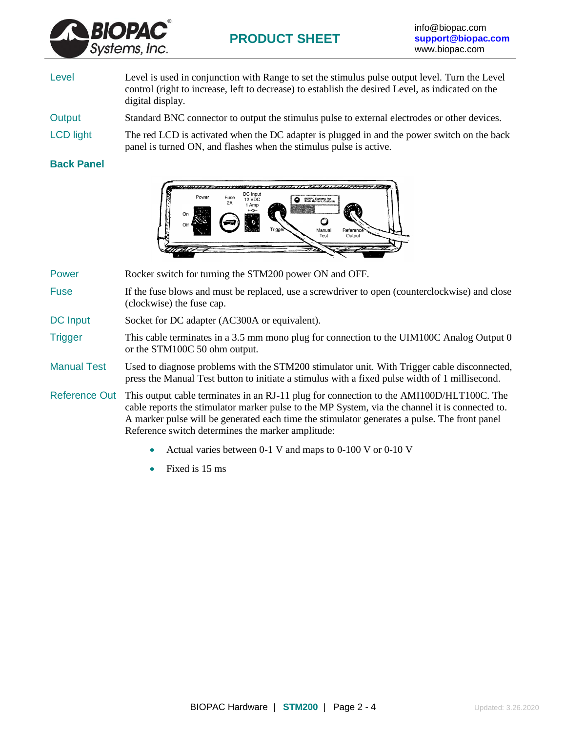| | |
|---|---|
| Level | Level is used in conjunction with Range to set the stimulus pulse output level. Turn the Level control (right to increase, left to decrease) to establish the desired Level, as indicated on the digital display. |
| Output | Standard BNC connector to output the stimulus pulse to external electrodes or other devices. |
| LCD light | The red LCD is activated when the DC adapter is plugged in and the power switch on the back panel is turned ON, and flashes when the stimulus pulse is active. |

### Back Panel

| | |
|---|---|
| Power | Rocker switch for turning the STM200 power ON and OFF. |
| Fuse | If the fuse blows and must be replaced, use a screwdriver to open (counterclockwise) and close (clockwise) the fuse cap. |
| DC Input | Socket for DC adapter (AC300A or equivalent). |
| Trigger | This cable terminates in a 3.5 mm mono plug for connection to the UIM100C Analog Output 0 or the STM100C 50 ohm output. |
| Manual Test | Used to diagnose problems with the STM200 stimulator unit. With Trigger cable disconnected, press the Manual Test button to initiate a stimulus with a fixed pulse width of 1 millisecond. |
| Reference Out | This output cable terminates in an RJ-11 plug for connection to the AMI100D/HLT100C. The cable reports the stimulator marker pulse to the MP System, via the channel it is connected to. A marker pulse will be generated each time the stimulator generates a pulse. The front panel Reference switch determines the marker amplitude: |

- Actual varies between 0-1 V and maps to 0-100 V or 0-10 V
- Fixed is 15 ms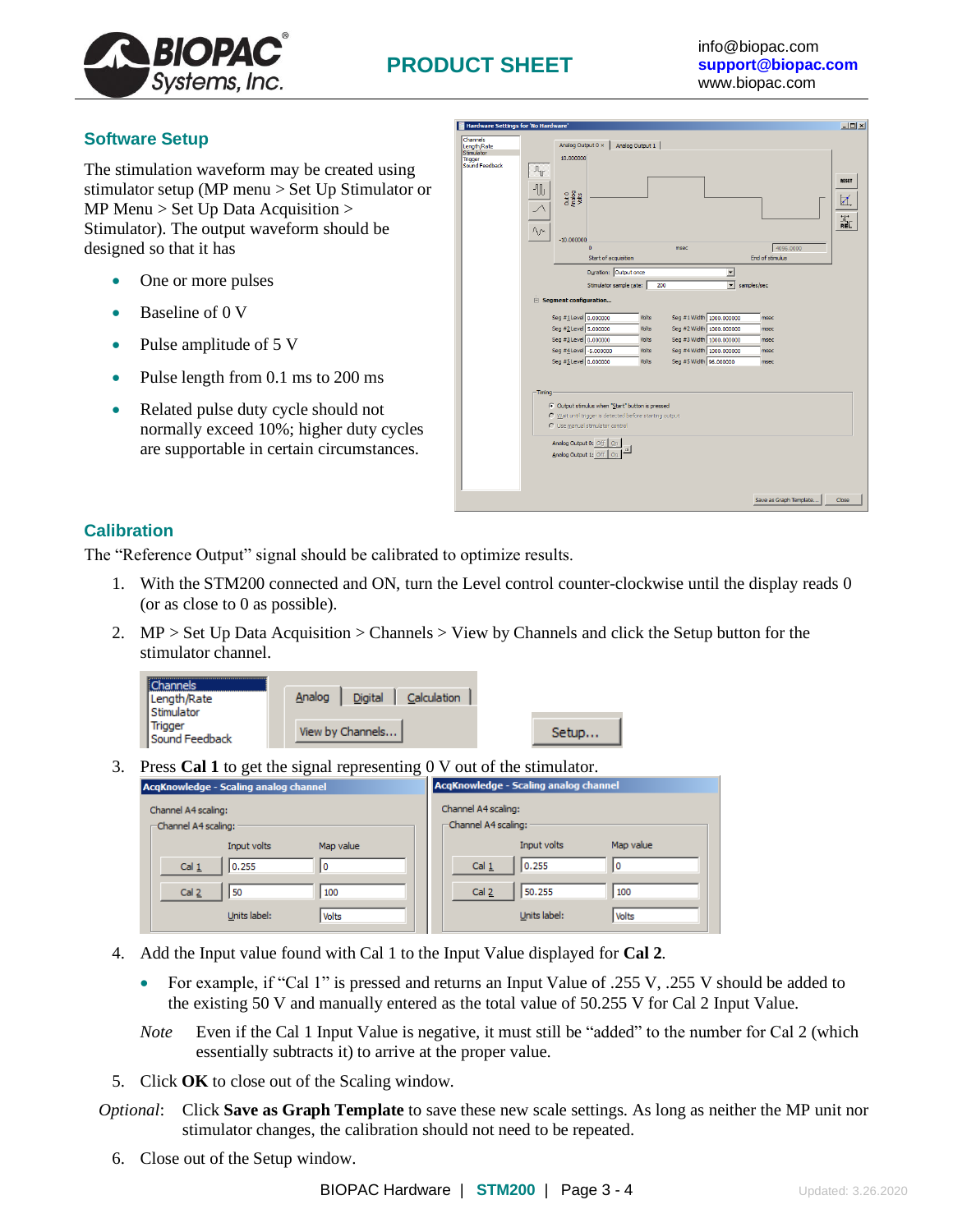## Software Setup

The stimulation waveform may be created using stimulator setup (MP menu > Set Up Stimulator or MP Menu > Set Up Data Acquisition > Stimulator). The output waveform should be designed so that it has

- One or more pulses
- Baseline of 0 V
- Pulse amplitude of 5 V
- Pulse length from 0.1 ms to 200 ms
- Related pulse duty cycle should not normally exceed 10%; higher duty cycles are supportable in certain circumstances.

## Calibration

The "Reference Output" signal should be calibrated to optimize results.

1. With the STM200 connected and ON, turn the Level control counter-clockwise until the display reads 0 (or as close to 0 as possible).
2. MP > Set Up Data Acquisition > Channels > View by Channels and click the Setup button for the stimulator channel.
3. Press **Cal 1** to get the signal representing 0 V out of the stimulator.
4. Add the Input value found with Cal 1 to the Input Value displayed for **Cal 2**.
   - For example, if "Cal 1" is pressed and returns an Input Value of .255 V, .255 V should be added to the existing 50 V and manually entered as the total value of 50.255 V for Cal 2 Input Value.

   *Note* Even if the Cal 1 Input Value is negative, it must still be "added" to the number for Cal 2 (which essentially subtracts it) to arrive at the proper value.
5. Click **OK** to close out of the Scaling window.

*Optional*: Click **Save as Graph Template** to save these new scale settings. As long as neither the MP unit nor stimulator changes, the calibration should not need to be repeated.

6. Close out of the Setup window.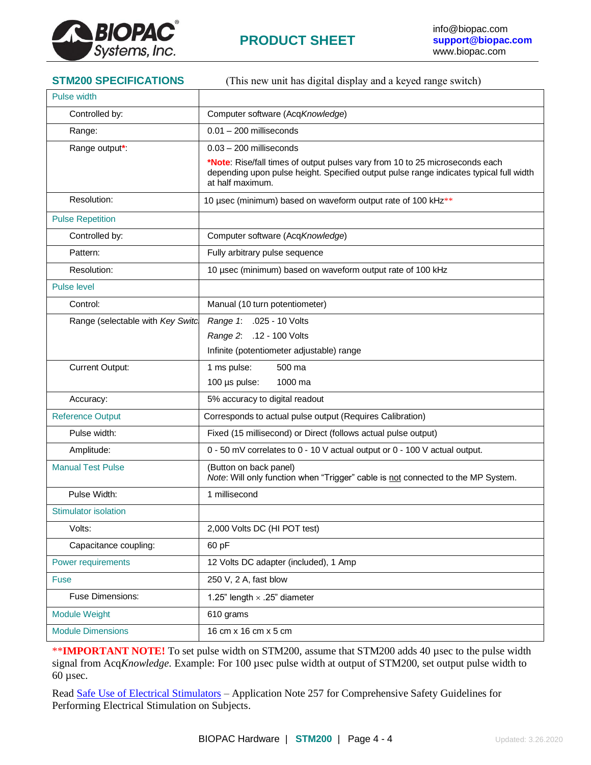## STM200 SPECIFICATIONS

(This new unit has digital display and a keyed range switch)

| | |
|---|---|
| Pulse width | |
| Controlled by: | Computer software (Acq*Knowledge*) |
| Range: | 0.01 – 200 milliseconds |
| Range output*: | 0.03 – 200 milliseconds<br>***Note**: Rise/fall times of output pulses vary from 10 to 25 microseconds each depending upon pulse height. Specified output pulse range indicates typical full width at half maximum. |
| Resolution: | 10 µsec (minimum) based on waveform output rate of 100 kHz** |
| Pulse Repetition | |
| Controlled by: | Computer software (Acq*Knowledge*) |
| Pattern: | Fully arbitrary pulse sequence |
| Resolution: | 10 µsec (minimum) based on waveform output rate of 100 kHz |
| Pulse level | |
| Control: | Manual (10 turn potentiometer) |
| Range (selectable with *Key Switc* | *Range 1*: .025 - 10 Volts<br>*Range 2*: .12 - 100 Volts<br>Infinite (potentiometer adjustable) range |
| Current Output: | 1 ms pulse: 500 ma<br>100 µs pulse: 1000 ma |
| Accuracy: | 5% accuracy to digital readout |
| Reference Output | Corresponds to actual pulse output (Requires Calibration) |
| Pulse width: | Fixed (15 millisecond) or Direct (follows actual pulse output) |
| Amplitude: | 0 - 50 mV correlates to 0 - 10 V actual output or 0 - 100 V actual output. |
| Manual Test Pulse | (Button on back panel)<br>*Note*: Will only function when “Trigger” cable is not connected to the MP System. |
| Pulse Width: | 1 millisecond |
| Stimulator isolation | |
| Volts: | 2,000 Volts DC (HI POT test) |
| Capacitance coupling: | 60 pF |
| Power requirements | 12 Volts DC adapter (included), 1 Amp |
| Fuse | 250 V, 2 A, fast blow |
| Fuse Dimensions: | 1.25” length × .25” diameter |
| Module Weight | 610 grams |
| Module Dimensions | 16 cm x 16 cm x 5 cm |

****IMPORTANT NOTE!** To set pulse width on STM200, assume that STM200 adds 40 µsec to the pulse width signal from Acq*Knowledge*. Example: For 100 µsec pulse width at output of STM200, set output pulse width to 60 µsec.

Read Safe Use of Electrical Stimulators – Application Note 257 for Comprehensive Safety Guidelines for Performing Electrical Stimulation on Subjects.